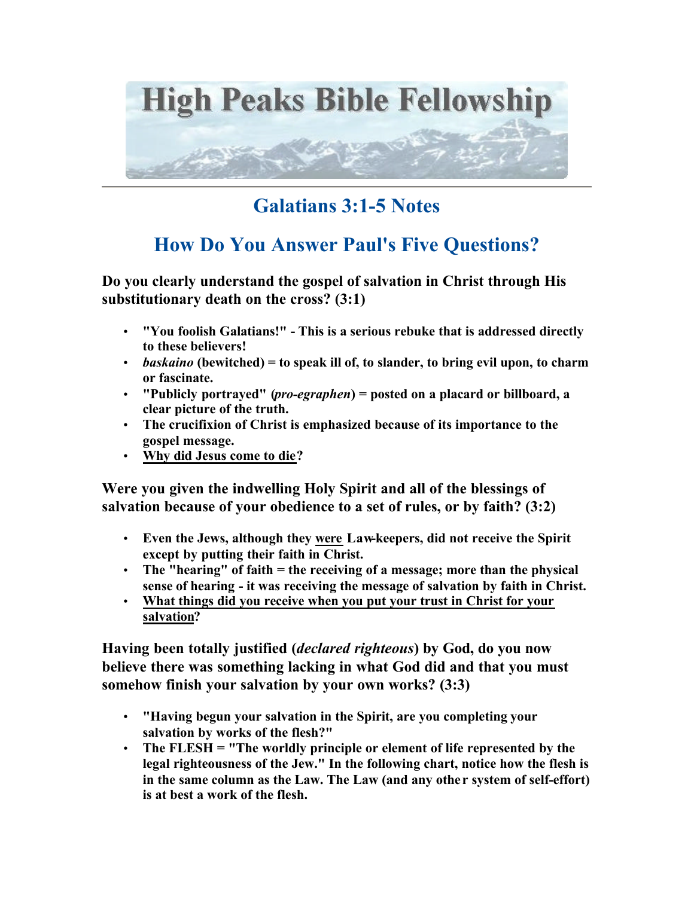# High Peaks Bible Fellowship

## Galatians 3:1-5 Notes

## How Do You Answer Paul's Five Questions?

**Do you clearly understand the gospel of salvation in Christ through His substitutionary death on the cross? (3:1)**

- **"You foolish Galatians!" - This is a serious rebuke that is addressed directly to these believers!**
- ***baskaino* (bewitched) = to speak ill of, to slander, to bring evil upon, to charm or fascinate.**
- **"Publicly portrayed" (*pro-egraphen*) = posted on a placard or billboard, a clear picture of the truth.**
- **The crucifixion of Christ is emphasized because of its importance to the gospel message.**
- **<u>Why did Jesus come to die</u>?**

**Were you given the indwelling Holy Spirit and all of the blessings of salvation because of your obedience to a set of rules, or by faith? (3:2)**

- **Even the Jews, although they <u>were</u> Law-keepers, did not receive the Spirit except by putting their faith in Christ.**
- **The "hearing" of faith = the receiving of a message; more than the physical sense of hearing - it was receiving the message of salvation by faith in Christ.**
- **<u>What things did you receive when you put your trust in Christ for your salvation</u>?**

**Having been totally justified (*declared righteous*) by God, do you now believe there was something lacking in what God did and that you must somehow finish your salvation by your own works? (3:3)**

- **"Having begun your salvation in the Spirit, are you completing your salvation by works of the flesh?"**
- **The FLESH = "The worldly principle or element of life represented by the legal righteousness of the Jew." In the following chart, notice how the flesh is in the same column as the Law. The Law (and any other system of self-effort) is at best a work of the flesh.**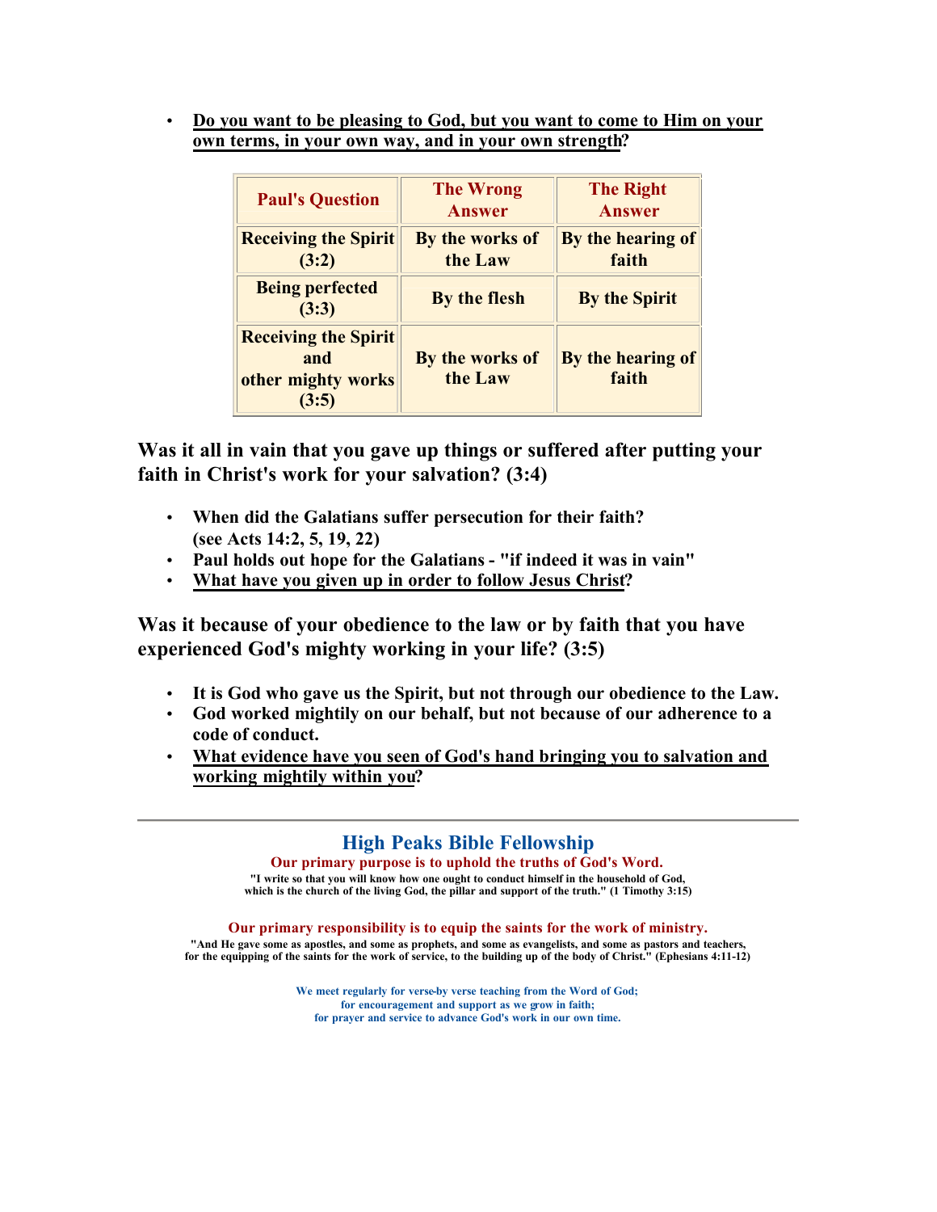- **<u>Do you want to be pleasing to God, but you want to come to Him on your own terms, in your own way, and in your own strength</u>?**

| Paul's Question | The Wrong Answer | The Right Answer |
|---|---|---|
| **Receiving the Spirit (3:2)** | **By the works of the Law** | **By the hearing of faith** |
| **Being perfected (3:3)** | **By the flesh** | **By the Spirit** |
| **Receiving the Spirit and other mighty works (3:5)** | **By the works of the Law** | **By the hearing of faith** |

### Was it all in vain that you gave up things or suffered after putting your faith in Christ's work for your salvation? (3:4)

- **When did the Galatians suffer persecution for their faith? (see Acts 14:2, 5, 19, 22)**
- **Paul holds out hope for the Galatians - "if indeed it was in vain"**
- **<u>What have you given up in order to follow Jesus Christ</u>?**

### Was it because of your obedience to the law or by faith that you have experienced God's mighty working in your life? (3:5)

- **It is God who gave us the Spirit, but not through our obedience to the Law.**
- **God worked mightily on our behalf, but not because of our adherence to a code of conduct.**
- **<u>What evidence have you seen of God's hand bringing you to salvation and working mightily within you</u>?**

---

## High Peaks Bible Fellowship

**Our primary purpose is to uphold the truths of God's Word.**

**"I write so that you will know how one ought to conduct himself in the household of God, which is the church of the living God, the pillar and support of the truth." (1 Timothy 3:15)**

**Our primary responsibility is to equip the saints for the work of ministry.**

**"And He gave some as apostles, and some as prophets, and some as evangelists, and some as pastors and teachers, for the equipping of the saints for the work of service, to the building up of the body of Christ." (Ephesians 4:11-12)**

**We meet regularly for verse-by verse teaching from the Word of God;**
**for encouragement and support as we grow in faith;**
**for prayer and service to advance God's work in our own time.**